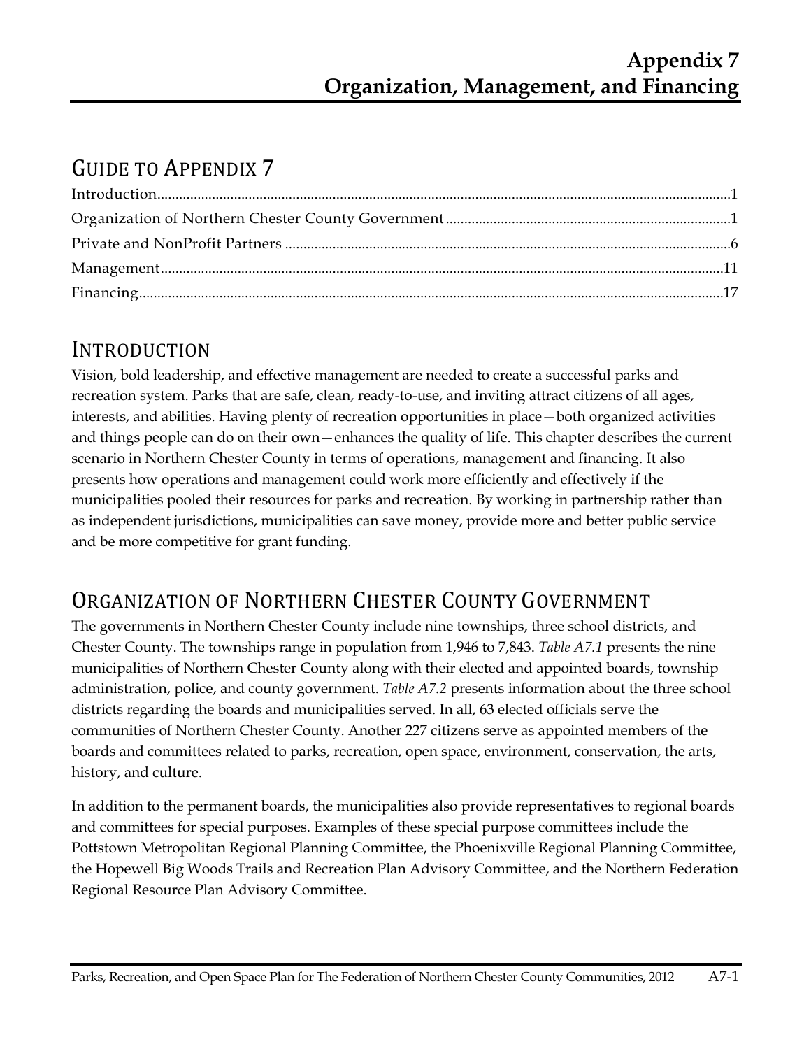# Appendix 7
# Organization, Management, and Financing

## Guide to Appendix 7

Introduction.......................................................................................1
Organization of Northern Chester County Government.......................................1
Private and NonProfit Partners.......................................................................6
Management.......................................................................................11
Financing.......................................................................................17

## Introduction

Vision, bold leadership, and effective management are needed to create a successful parks and recreation system. Parks that are safe, clean, ready-to-use, and inviting attract citizens of all ages, interests, and abilities. Having plenty of recreation opportunities in place—both organized activities and things people can do on their own—enhances the quality of life. This chapter describes the current scenario in Northern Chester County in terms of operations, management and financing. It also presents how operations and management could work more efficiently and effectively if the municipalities pooled their resources for parks and recreation. By working in partnership rather than as independent jurisdictions, municipalities can save money, provide more and better public service and be more competitive for grant funding.

## Organization of Northern Chester County Government

The governments in Northern Chester County include nine townships, three school districts, and Chester County. The townships range in population from 1,946 to 7,843. *Table A7.1* presents the nine municipalities of Northern Chester County along with their elected and appointed boards, township administration, police, and county government. *Table A7.2* presents information about the three school districts regarding the boards and municipalities served. In all, 63 elected officials serve the communities of Northern Chester County. Another 227 citizens serve as appointed members of the boards and committees related to parks, recreation, open space, environment, conservation, the arts, history, and culture.

In addition to the permanent boards, the municipalities also provide representatives to regional boards and committees for special purposes. Examples of these special purpose committees include the Pottstown Metropolitan Regional Planning Committee, the Phoenixville Regional Planning Committee, the Hopewell Big Woods Trails and Recreation Plan Advisory Committee, and the Northern Federation Regional Resource Plan Advisory Committee.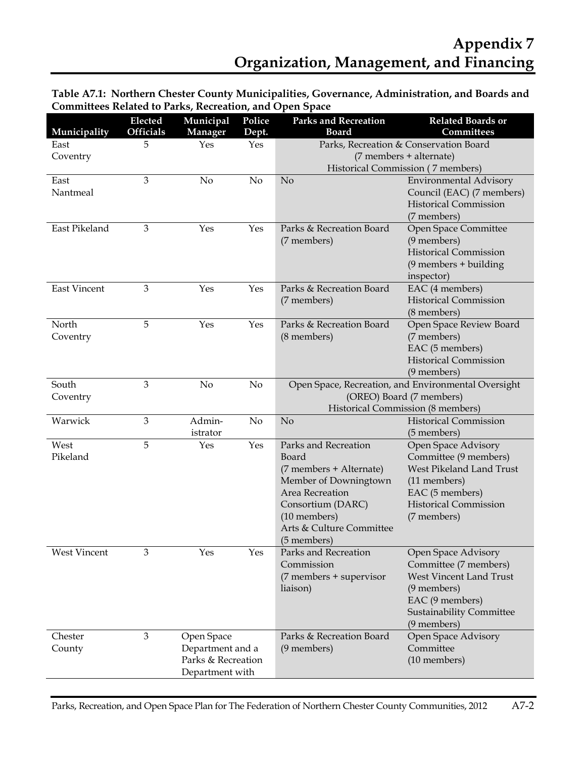# Appendix 7
# Organization, Management, and Financing

**Table A7.1: Northern Chester County Municipalities, Governance, Administration, and Boards and Committees Related to Parks, Recreation, and Open Space**

| Municipality | Elected Officials | Municipal Manager | Police Dept. | Parks and Recreation Board | Related Boards or Committees |
|---|---|---|---|---|---|
| East Coventry | 5 | Yes | Yes | Parks, Recreation & Conservation Board (7 members + alternate) Historical Commission ( 7 members) | |
| East Nantmeal | 3 | No | No | No | Environmental Advisory Council (EAC) (7 members) Historical Commission (7 members) |
| East Pikeland | 3 | Yes | Yes | Parks & Recreation Board (7 members) | Open Space Committee (9 members) Historical Commission (9 members + building inspector) |
| East Vincent | 3 | Yes | Yes | Parks & Recreation Board (7 members) | EAC (4 members) Historical Commission (8 members) |
| North Coventry | 5 | Yes | Yes | Parks & Recreation Board (8 members) | Open Space Review Board (7 members) EAC (5 members) Historical Commission (9 members) |
| South Coventry | 3 | No | No | Open Space, Recreation, and Environmental Oversight (OREO) Board (7 members) Historical Commission (8 members) | |
| Warwick | 3 | Admin-istrator | No | No | Historical Commission (5 members) |
| West Pikeland | 5 | Yes | Yes | Parks and Recreation Board (7 members + Alternate) Member of Downingtown Area Recreation Consortium (DARC) (10 members) Arts & Culture Committee (5 members) | Open Space Advisory Committee (9 members) West Pikeland Land Trust (11 members) EAC (5 members) Historical Commission (7 members) |
| West Vincent | 3 | Yes | Yes | Parks and Recreation Commission (7 members + supervisor liaison) | Open Space Advisory Committee (7 members) West Vincent Land Trust (9 members) EAC (9 members) Sustainability Committee (9 members) |
| Chester County | 3 | Open Space Department and a Parks & Recreation Department with | | Parks & Recreation Board (9 members) | Open Space Advisory Committee (10 members) |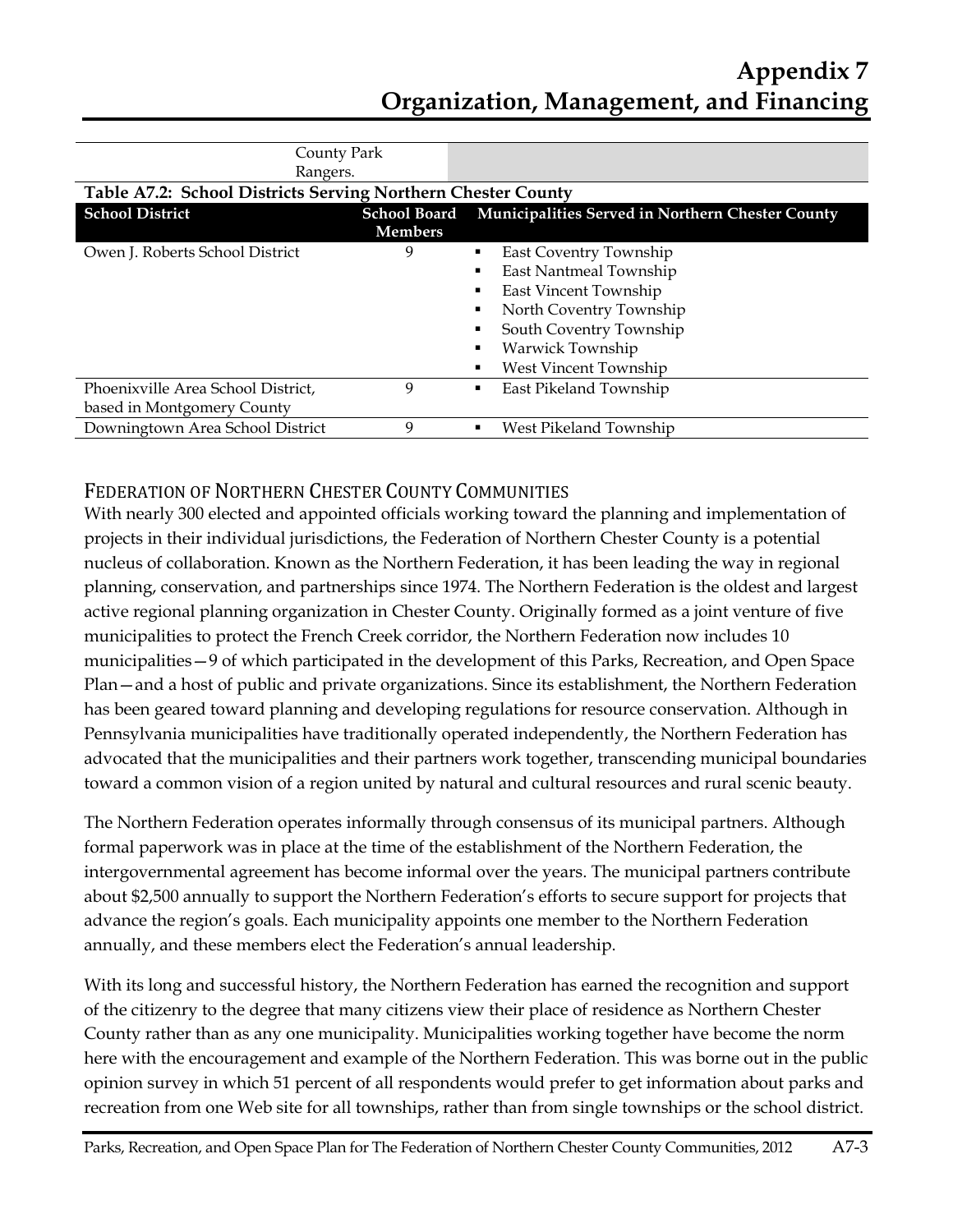| County Park Rangers. | |
|---|---|

**Table A7.2: School Districts Serving Northern Chester County**

| School District | School Board Members | Municipalities Served in Northern Chester County |
|---|---|---|
| Owen J. Roberts School District | 9 | East Coventry Township; East Nantmeal Township; East Vincent Township; North Coventry Township; South Coventry Township; Warwick Township; West Vincent Township |
| Phoenixville Area School District, based in Montgomery County | 9 | East Pikeland Township |
| Downingtown Area School District | 9 | West Pikeland Township |

## Federation of Northern Chester County Communities

With nearly 300 elected and appointed officials working toward the planning and implementation of projects in their individual jurisdictions, the Federation of Northern Chester County is a potential nucleus of collaboration. Known as the Northern Federation, it has been leading the way in regional planning, conservation, and partnerships since 1974. The Northern Federation is the oldest and largest active regional planning organization in Chester County. Originally formed as a joint venture of five municipalities to protect the French Creek corridor, the Northern Federation now includes 10 municipalities—9 of which participated in the development of this Parks, Recreation, and Open Space Plan—and a host of public and private organizations. Since its establishment, the Northern Federation has been geared toward planning and developing regulations for resource conservation. Although in Pennsylvania municipalities have traditionally operated independently, the Northern Federation has advocated that the municipalities and their partners work together, transcending municipal boundaries toward a common vision of a region united by natural and cultural resources and rural scenic beauty.

The Northern Federation operates informally through consensus of its municipal partners. Although formal paperwork was in place at the time of the establishment of the Northern Federation, the intergovernmental agreement has become informal over the years. The municipal partners contribute about $2,500 annually to support the Northern Federation's efforts to secure support for projects that advance the region's goals. Each municipality appoints one member to the Northern Federation annually, and these members elect the Federation's annual leadership.

With its long and successful history, the Northern Federation has earned the recognition and support of the citizenry to the degree that many citizens view their place of residence as Northern Chester County rather than as any one municipality. Municipalities working together have become the norm here with the encouragement and example of the Northern Federation. This was borne out in the public opinion survey in which 51 percent of all respondents would prefer to get information about parks and recreation from one Web site for all townships, rather than from single townships or the school district.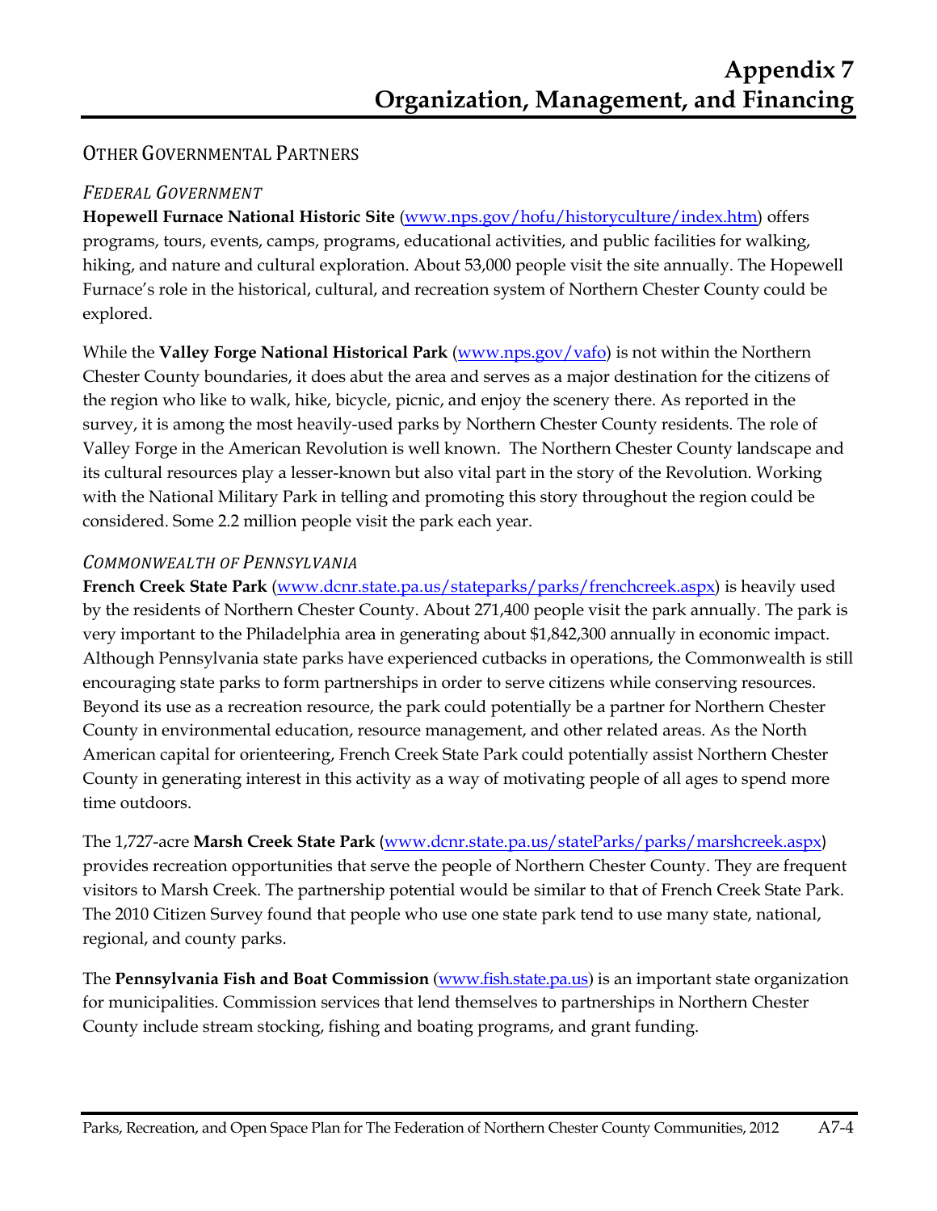## Other Governmental Partners

### *Federal Government*

**Hopewell Furnace National Historic Site** (www.nps.gov/hofu/historyculture/index.htm) offers programs, tours, events, camps, programs, educational activities, and public facilities for walking, hiking, and nature and cultural exploration. About 53,000 people visit the site annually. The Hopewell Furnace's role in the historical, cultural, and recreation system of Northern Chester County could be explored.

While the **Valley Forge National Historical Park** (www.nps.gov/vafo) is not within the Northern Chester County boundaries, it does abut the area and serves as a major destination for the citizens of the region who like to walk, hike, bicycle, picnic, and enjoy the scenery there. As reported in the survey, it is among the most heavily-used parks by Northern Chester County residents. The role of Valley Forge in the American Revolution is well known. The Northern Chester County landscape and its cultural resources play a lesser-known but also vital part in the story of the Revolution. Working with the National Military Park in telling and promoting this story throughout the region could be considered. Some 2.2 million people visit the park each year.

### *Commonwealth of Pennsylvania*

**French Creek State Park** (www.dcnr.state.pa.us/stateparks/parks/frenchcreek.aspx) is heavily used by the residents of Northern Chester County. About 271,400 people visit the park annually. The park is very important to the Philadelphia area in generating about $1,842,300 annually in economic impact. Although Pennsylvania state parks have experienced cutbacks in operations, the Commonwealth is still encouraging state parks to form partnerships in order to serve citizens while conserving resources. Beyond its use as a recreation resource, the park could potentially be a partner for Northern Chester County in environmental education, resource management, and other related areas. As the North American capital for orienteering, French Creek State Park could potentially assist Northern Chester County in generating interest in this activity as a way of motivating people of all ages to spend more time outdoors.

The 1,727-acre **Marsh Creek State Park** (www.dcnr.state.pa.us/stateParks/parks/marshcreek.aspx) provides recreation opportunities that serve the people of Northern Chester County. They are frequent visitors to Marsh Creek. The partnership potential would be similar to that of French Creek State Park. The 2010 Citizen Survey found that people who use one state park tend to use many state, national, regional, and county parks.

The **Pennsylvania Fish and Boat Commission** (www.fish.state.pa.us) is an important state organization for municipalities. Commission services that lend themselves to partnerships in Northern Chester County include stream stocking, fishing and boating programs, and grant funding.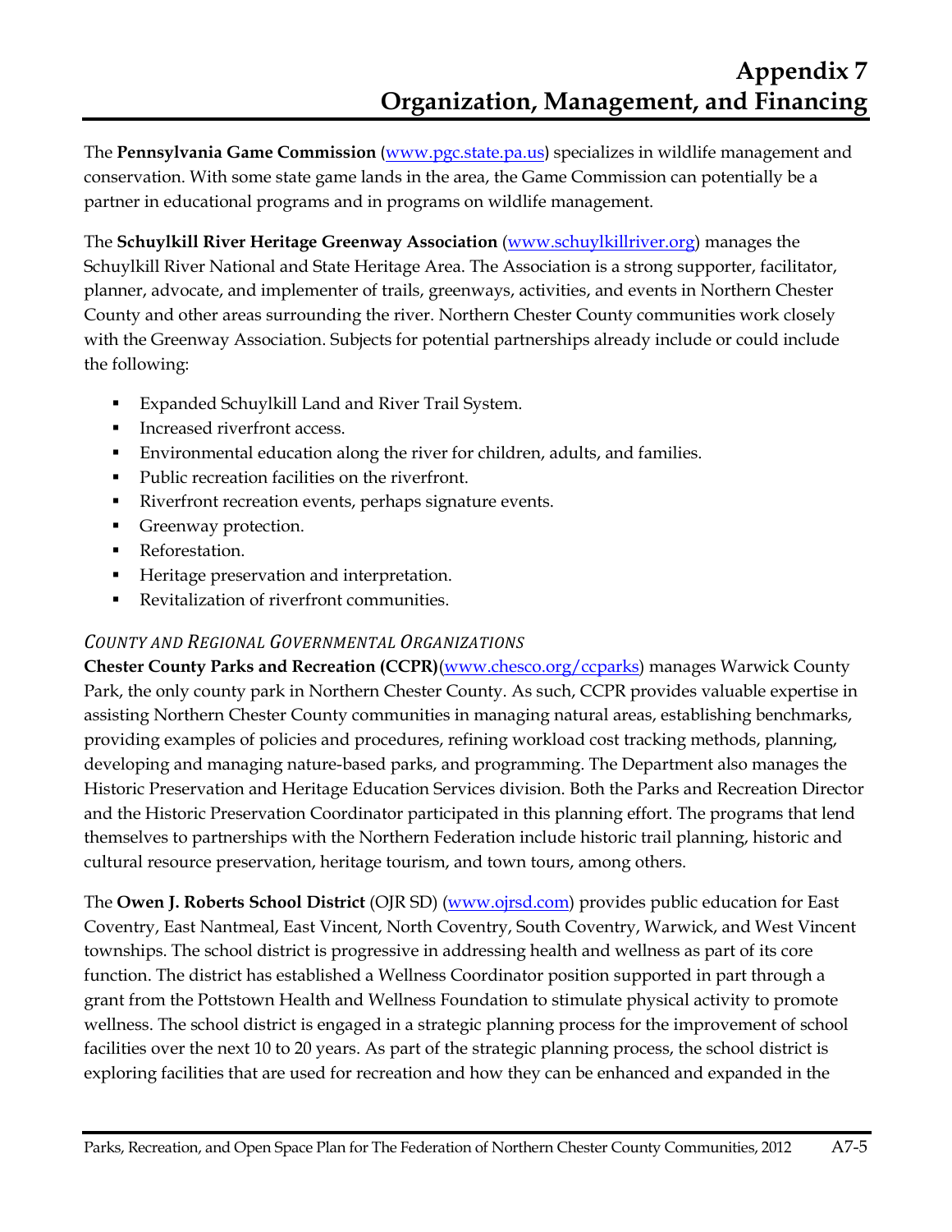The **Pennsylvania Game Commission** (www.pgc.state.pa.us) specializes in wildlife management and conservation. With some state game lands in the area, the Game Commission can potentially be a partner in educational programs and in programs on wildlife management.

The **Schuylkill River Heritage Greenway Association** (www.schuylkillriver.org) manages the Schuylkill River National and State Heritage Area. The Association is a strong supporter, facilitator, planner, advocate, and implementer of trails, greenways, activities, and events in Northern Chester County and other areas surrounding the river. Northern Chester County communities work closely with the Greenway Association. Subjects for potential partnerships already include or could include the following:

- Expanded Schuylkill Land and River Trail System.
- Increased riverfront access.
- Environmental education along the river for children, adults, and families.
- Public recreation facilities on the riverfront.
- Riverfront recreation events, perhaps signature events.
- Greenway protection.
- Reforestation.
- Heritage preservation and interpretation.
- Revitalization of riverfront communities.

*County and Regional Governmental Organizations*

**Chester County Parks and Recreation (CCPR)**(www.chesco.org/ccparks) manages Warwick County Park, the only county park in Northern Chester County. As such, CCPR provides valuable expertise in assisting Northern Chester County communities in managing natural areas, establishing benchmarks, providing examples of policies and procedures, refining workload cost tracking methods, planning, developing and managing nature-based parks, and programming. The Department also manages the Historic Preservation and Heritage Education Services division. Both the Parks and Recreation Director and the Historic Preservation Coordinator participated in this planning effort. The programs that lend themselves to partnerships with the Northern Federation include historic trail planning, historic and cultural resource preservation, heritage tourism, and town tours, among others.

The **Owen J. Roberts School District** (OJR SD) (www.ojrsd.com) provides public education for East Coventry, East Nantmeal, East Vincent, North Coventry, South Coventry, Warwick, and West Vincent townships. The school district is progressive in addressing health and wellness as part of its core function. The district has established a Wellness Coordinator position supported in part through a grant from the Pottstown Health and Wellness Foundation to stimulate physical activity to promote wellness. The school district is engaged in a strategic planning process for the improvement of school facilities over the next 10 to 20 years. As part of the strategic planning process, the school district is exploring facilities that are used for recreation and how they can be enhanced and expanded in the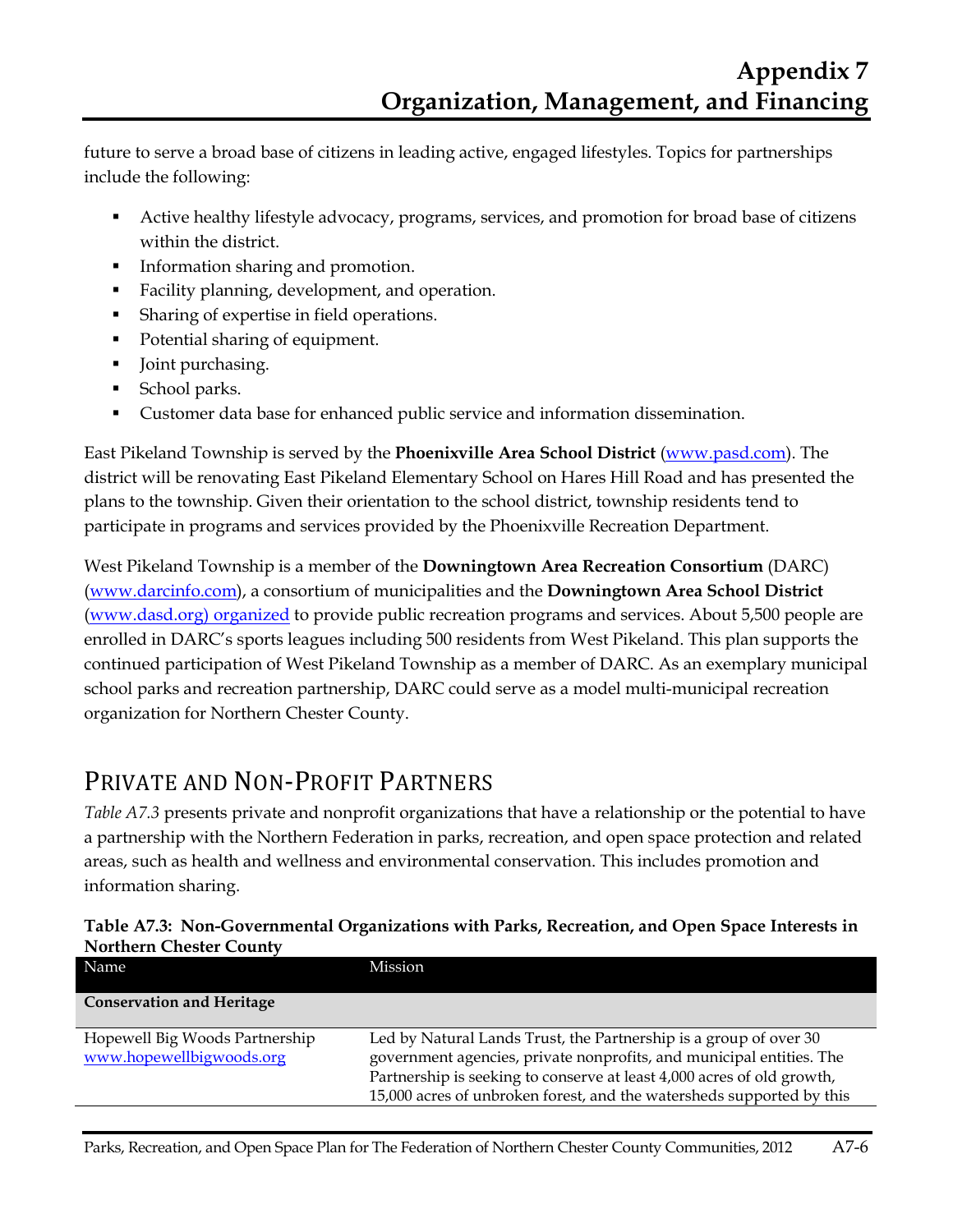future to serve a broad base of citizens in leading active, engaged lifestyles. Topics for partnerships include the following:

- Active healthy lifestyle advocacy, programs, services, and promotion for broad base of citizens within the district.
- Information sharing and promotion.
- Facility planning, development, and operation.
- Sharing of expertise in field operations.
- Potential sharing of equipment.
- Joint purchasing.
- School parks.
- Customer data base for enhanced public service and information dissemination.

East Pikeland Township is served by the **Phoenixville Area School District** (www.pasd.com). The district will be renovating East Pikeland Elementary School on Hares Hill Road and has presented the plans to the township. Given their orientation to the school district, township residents tend to participate in programs and services provided by the Phoenixville Recreation Department.

West Pikeland Township is a member of the **Downingtown Area Recreation Consortium** (DARC) (www.darcinfo.com), a consortium of municipalities and the **Downingtown Area School District** (www.dasd.org) organized to provide public recreation programs and services. About 5,500 people are enrolled in DARC's sports leagues including 500 residents from West Pikeland. This plan supports the continued participation of West Pikeland Township as a member of DARC. As an exemplary municipal school parks and recreation partnership, DARC could serve as a model multi-municipal recreation organization for Northern Chester County.

## PRIVATE AND NON-PROFIT PARTNERS

*Table A7.3* presents private and nonprofit organizations that have a relationship or the potential to have a partnership with the Northern Federation in parks, recreation, and open space protection and related areas, such as health and wellness and environmental conservation. This includes promotion and information sharing.

**Table A7.3: Non-Governmental Organizations with Parks, Recreation, and Open Space Interests in Northern Chester County**

| Name | Mission |
| --- | --- |
| **Conservation and Heritage** | |
| Hopewell Big Woods Partnership www.hopewellbigwoods.org | Led by Natural Lands Trust, the Partnership is a group of over 30 government agencies, private nonprofits, and municipal entities. The Partnership is seeking to conserve at least 4,000 acres of old growth, 15,000 acres of unbroken forest, and the watersheds supported by this |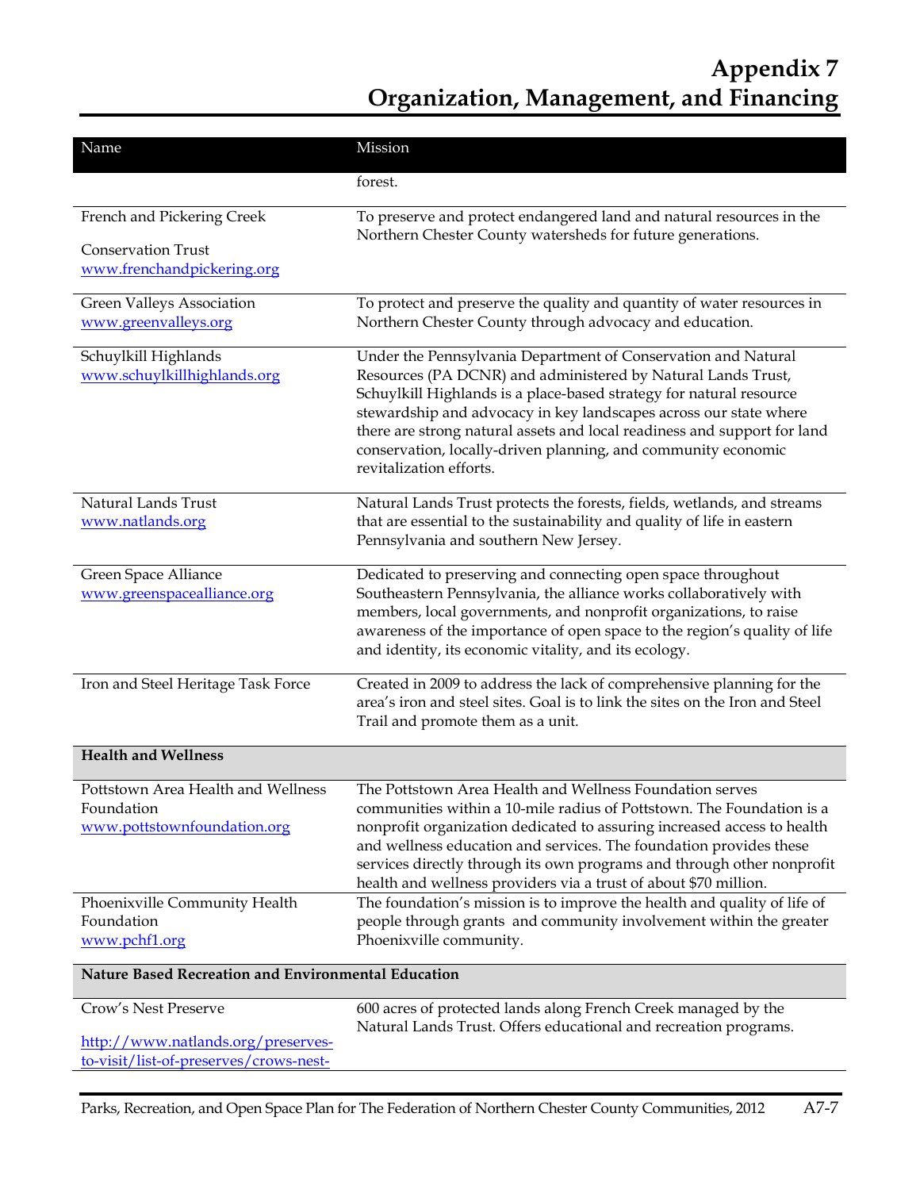| Name | Mission |
|---|---|
| | forest. |
| French and Pickering Creek Conservation Trust www.frenchandpickering.org | To preserve and protect endangered land and natural resources in the Northern Chester County watersheds for future generations. |
| Green Valleys Association www.greenvalleys.org | To protect and preserve the quality and quantity of water resources in Northern Chester County through advocacy and education. |
| Schuylkill Highlands www.schuylkillhighlands.org | Under the Pennsylvania Department of Conservation and Natural Resources (PA DCNR) and administered by Natural Lands Trust, Schuylkill Highlands is a place-based strategy for natural resource stewardship and advocacy in key landscapes across our state where there are strong natural assets and local readiness and support for land conservation, locally-driven planning, and community economic revitalization efforts. |
| Natural Lands Trust www.natlands.org | Natural Lands Trust protects the forests, fields, wetlands, and streams that are essential to the sustainability and quality of life in eastern Pennsylvania and southern New Jersey. |
| Green Space Alliance www.greenspacealliance.org | Dedicated to preserving and connecting open space throughout Southeastern Pennsylvania, the alliance works collaboratively with members, local governments, and nonprofit organizations, to raise awareness of the importance of open space to the region's quality of life and identity, its economic vitality, and its ecology. |
| Iron and Steel Heritage Task Force | Created in 2009 to address the lack of comprehensive planning for the area's iron and steel sites. Goal is to link the sites on the Iron and Steel Trail and promote them as a unit. |
| **Health and Wellness** | |
| Pottstown Area Health and Wellness Foundation www.pottstownfoundation.org | The Pottstown Area Health and Wellness Foundation serves communities within a 10-mile radius of Pottstown. The Foundation is a nonprofit organization dedicated to assuring increased access to health and wellness education and services. The foundation provides these services directly through its own programs and through other nonprofit health and wellness providers via a trust of about $70 million. |
| Phoenixville Community Health Foundation www.pchf1.org | The foundation's mission is to improve the health and quality of life of people through grants and community involvement within the greater Phoenixville community. |
| **Nature Based Recreation and Environmental Education** | |
| Crow's Nest Preserve http://www.natlands.org/preserves-to-visit/list-of-preserves/crows-nest- | 600 acres of protected lands along French Creek managed by the Natural Lands Trust. Offers educational and recreation programs. |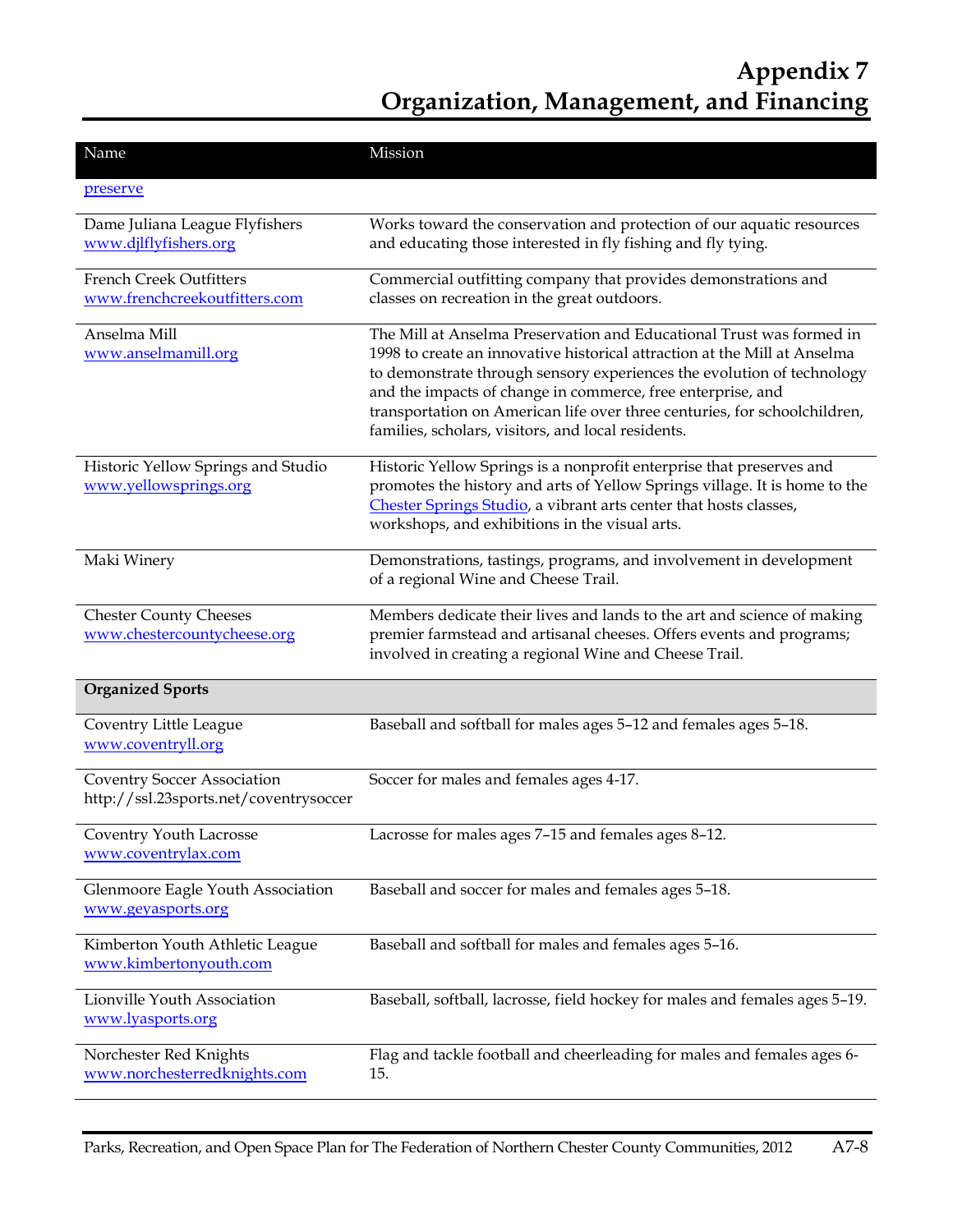| Name | Mission |
|---|---|
| preserve | |
| Dame Juliana League Flyfishers www.djlflyfishers.org | Works toward the conservation and protection of our aquatic resources and educating those interested in fly fishing and fly tying. |
| French Creek Outfitters www.frenchcreekoutfitters.com | Commercial outfitting company that provides demonstrations and classes on recreation in the great outdoors. |
| Anselma Mill www.anselmamill.org | The Mill at Anselma Preservation and Educational Trust was formed in 1998 to create an innovative historical attraction at the Mill at Anselma to demonstrate through sensory experiences the evolution of technology and the impacts of change in commerce, free enterprise, and transportation on American life over three centuries, for schoolchildren, families, scholars, visitors, and local residents. |
| Historic Yellow Springs and Studio www.yellowsprings.org | Historic Yellow Springs is a nonprofit enterprise that preserves and promotes the history and arts of Yellow Springs village. It is home to the Chester Springs Studio, a vibrant arts center that hosts classes, workshops, and exhibitions in the visual arts. |
| Maki Winery | Demonstrations, tastings, programs, and involvement in development of a regional Wine and Cheese Trail. |
| Chester County Cheeses www.chestercountycheese.org | Members dedicate their lives and lands to the art and science of making premier farmstead and artisanal cheeses. Offers events and programs; involved in creating a regional Wine and Cheese Trail. |
| **Organized Sports** | |
| Coventry Little League www.coventryll.org | Baseball and softball for males ages 5–12 and females ages 5–18. |
| Coventry Soccer Association http://ssl.23sports.net/coventrysoccer | Soccer for males and females ages 4-17. |
| Coventry Youth Lacrosse www.coventrylax.com | Lacrosse for males ages 7–15 and females ages 8–12. |
| Glenmoore Eagle Youth Association www.geyasports.org | Baseball and soccer for males and females ages 5–18. |
| Kimberton Youth Athletic League www.kimbertonyouth.com | Baseball and softball for males and females ages 5–16. |
| Lionville Youth Association www.lyasports.org | Baseball, softball, lacrosse, field hockey for males and females ages 5–19. |
| Norchester Red Knights www.norchesterredknights.com | Flag and tackle football and cheerleading for males and females ages 6-15. |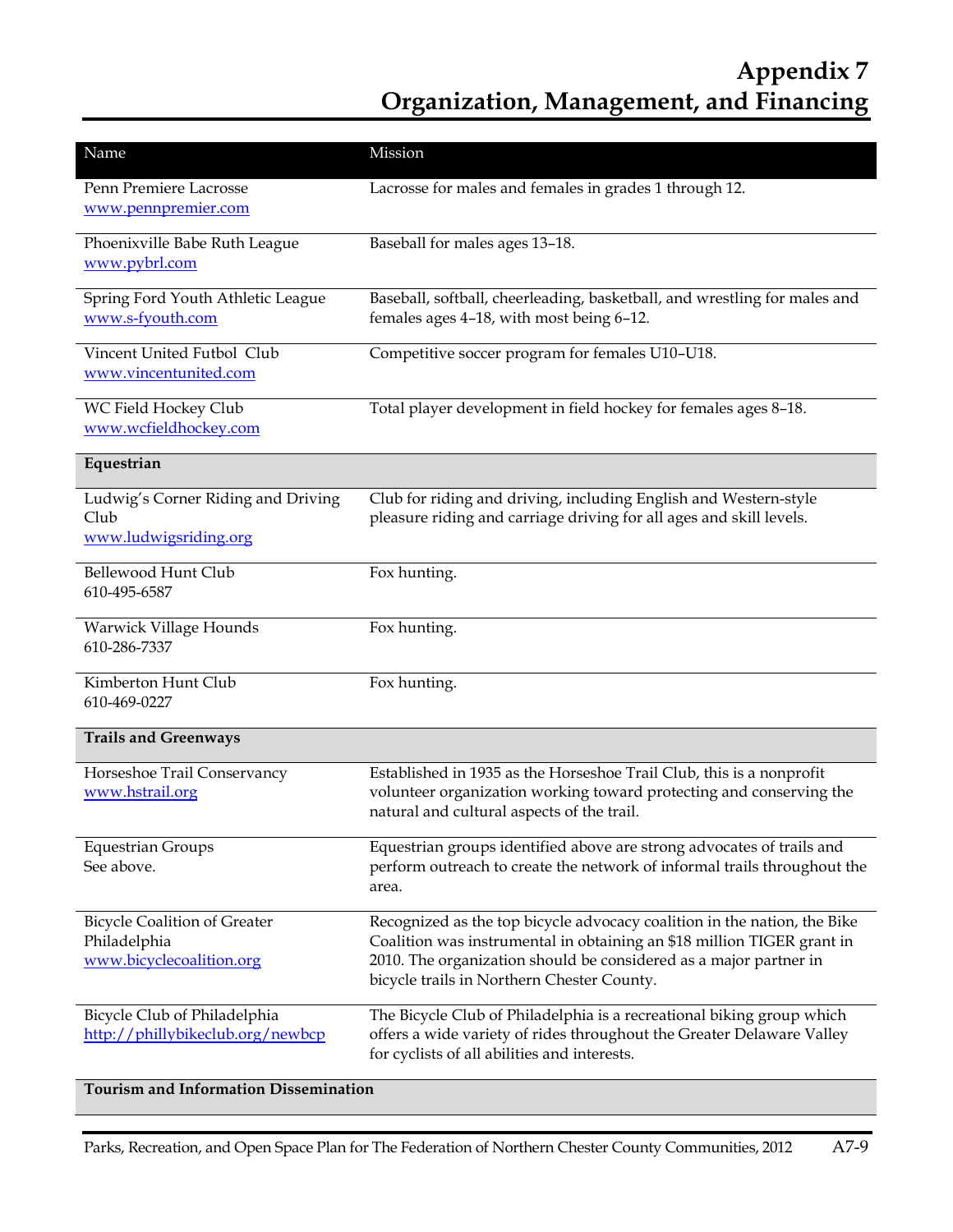# Appendix 7
# Organization, Management, and Financing

| Name | Mission |
|---|---|
| Penn Premiere Lacrosse<br>www.pennpremier.com | Lacrosse for males and females in grades 1 through 12. |
| Phoenixville Babe Ruth League<br>www.pybrl.com | Baseball for males ages 13–18. |
| Spring Ford Youth Athletic League<br>www.s-fyouth.com | Baseball, softball, cheerleading, basketball, and wrestling for males and females ages 4–18, with most being 6–12. |
| Vincent United Futbol Club<br>www.vincentunited.com | Competitive soccer program for females U10–U18. |
| WC Field Hockey Club<br>www.wcfieldhockey.com | Total player development in field hockey for females ages 8–18. |
| **Equestrian** | |
| Ludwig's Corner Riding and Driving Club<br>www.ludwigsriding.org | Club for riding and driving, including English and Western-style pleasure riding and carriage driving for all ages and skill levels. |
| Bellewood Hunt Club<br>610-495-6587 | Fox hunting. |
| Warwick Village Hounds<br>610-286-7337 | Fox hunting. |
| Kimberton Hunt Club<br>610-469-0227 | Fox hunting. |
| **Trails and Greenways** | |
| Horseshoe Trail Conservancy<br>www.hstrail.org | Established in 1935 as the Horseshoe Trail Club, this is a nonprofit volunteer organization working toward protecting and conserving the natural and cultural aspects of the trail. |
| Equestrian Groups<br>See above. | Equestrian groups identified above are strong advocates of trails and perform outreach to create the network of informal trails throughout the area. |
| Bicycle Coalition of Greater Philadelphia<br>www.bicyclecoalition.org | Recognized as the top bicycle advocacy coalition in the nation, the Bike Coalition was instrumental in obtaining an $18 million TIGER grant in 2010. The organization should be considered as a major partner in bicycle trails in Northern Chester County. |
| Bicycle Club of Philadelphia<br>http://phillybikeclub.org/newbcp | The Bicycle Club of Philadelphia is a recreational biking group which offers a wide variety of rides throughout the Greater Delaware Valley for cyclists of all abilities and interests. |
| **Tourism and Information Dissemination** | |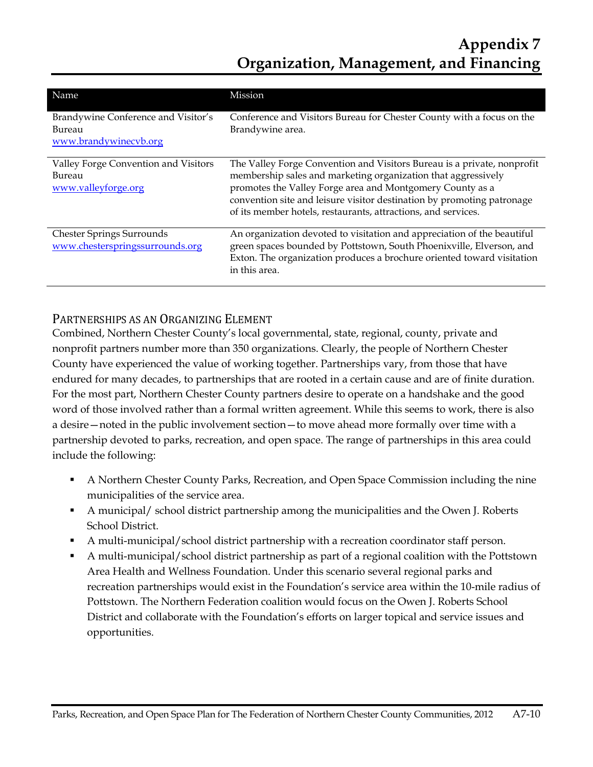| Name | Mission |
| --- | --- |
| Brandywine Conference and Visitor's Bureau www.brandywinecvb.org | Conference and Visitors Bureau for Chester County with a focus on the Brandywine area. |
| Valley Forge Convention and Visitors Bureau www.valleyforge.org | The Valley Forge Convention and Visitors Bureau is a private, nonprofit membership sales and marketing organization that aggressively promotes the Valley Forge area and Montgomery County as a convention site and leisure visitor destination by promoting patronage of its member hotels, restaurants, attractions, and services. |
| Chester Springs Surrounds www.chesterspringssurrounds.org | An organization devoted to visitation and appreciation of the beautiful green spaces bounded by Pottstown, South Phoenixville, Elverson, and Exton. The organization produces a brochure oriented toward visitation in this area. |

## Partnerships as an Organizing Element

Combined, Northern Chester County's local governmental, state, regional, county, private and nonprofit partners number more than 350 organizations. Clearly, the people of Northern Chester County have experienced the value of working together. Partnerships vary, from those that have endured for many decades, to partnerships that are rooted in a certain cause and are of finite duration. For the most part, Northern Chester County partners desire to operate on a handshake and the good word of those involved rather than a formal written agreement. While this seems to work, there is also a desire—noted in the public involvement section—to move ahead more formally over time with a partnership devoted to parks, recreation, and open space. The range of partnerships in this area could include the following:

- A Northern Chester County Parks, Recreation, and Open Space Commission including the nine municipalities of the service area.
- A municipal/ school district partnership among the municipalities and the Owen J. Roberts School District.
- A multi-municipal/school district partnership with a recreation coordinator staff person.
- A multi-municipal/school district partnership as part of a regional coalition with the Pottstown Area Health and Wellness Foundation. Under this scenario several regional parks and recreation partnerships would exist in the Foundation's service area within the 10-mile radius of Pottstown. The Northern Federation coalition would focus on the Owen J. Roberts School District and collaborate with the Foundation's efforts on larger topical and service issues and opportunities.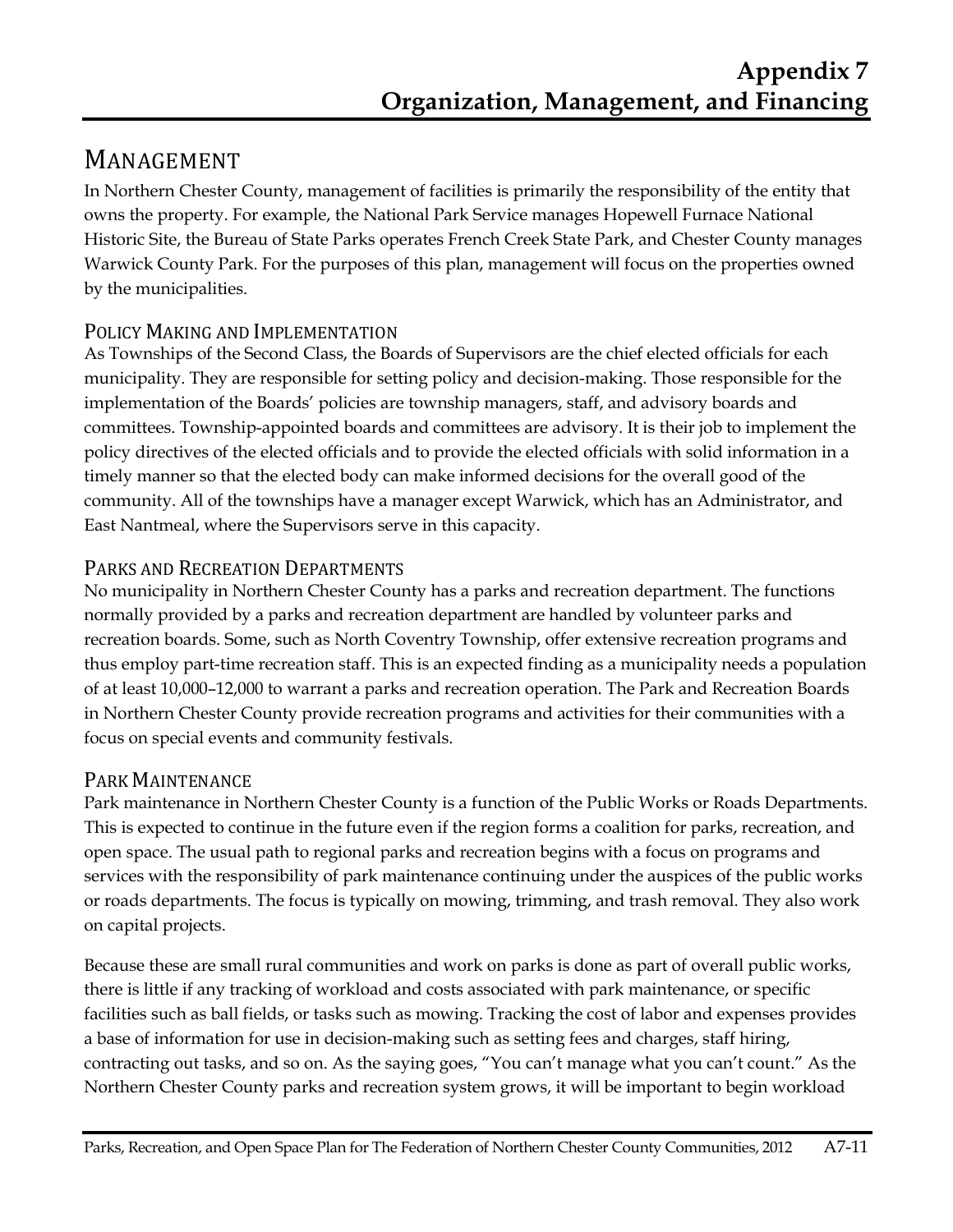## MANAGEMENT

In Northern Chester County, management of facilities is primarily the responsibility of the entity that owns the property. For example, the National Park Service manages Hopewell Furnace National Historic Site, the Bureau of State Parks operates French Creek State Park, and Chester County manages Warwick County Park. For the purposes of this plan, management will focus on the properties owned by the municipalities.

### POLICY MAKING AND IMPLEMENTATION

As Townships of the Second Class, the Boards of Supervisors are the chief elected officials for each municipality. They are responsible for setting policy and decision-making. Those responsible for the implementation of the Boards' policies are township managers, staff, and advisory boards and committees. Township-appointed boards and committees are advisory. It is their job to implement the policy directives of the elected officials and to provide the elected officials with solid information in a timely manner so that the elected body can make informed decisions for the overall good of the community. All of the townships have a manager except Warwick, which has an Administrator, and East Nantmeal, where the Supervisors serve in this capacity.

### PARKS AND RECREATION DEPARTMENTS

No municipality in Northern Chester County has a parks and recreation department. The functions normally provided by a parks and recreation department are handled by volunteer parks and recreation boards. Some, such as North Coventry Township, offer extensive recreation programs and thus employ part-time recreation staff. This is an expected finding as a municipality needs a population of at least 10,000–12,000 to warrant a parks and recreation operation. The Park and Recreation Boards in Northern Chester County provide recreation programs and activities for their communities with a focus on special events and community festivals.

### PARK MAINTENANCE

Park maintenance in Northern Chester County is a function of the Public Works or Roads Departments. This is expected to continue in the future even if the region forms a coalition for parks, recreation, and open space. The usual path to regional parks and recreation begins with a focus on programs and services with the responsibility of park maintenance continuing under the auspices of the public works or roads departments. The focus is typically on mowing, trimming, and trash removal. They also work on capital projects.

Because these are small rural communities and work on parks is done as part of overall public works, there is little if any tracking of workload and costs associated with park maintenance, or specific facilities such as ball fields, or tasks such as mowing. Tracking the cost of labor and expenses provides a base of information for use in decision-making such as setting fees and charges, staff hiring, contracting out tasks, and so on. As the saying goes, "You can't manage what you can't count." As the Northern Chester County parks and recreation system grows, it will be important to begin workload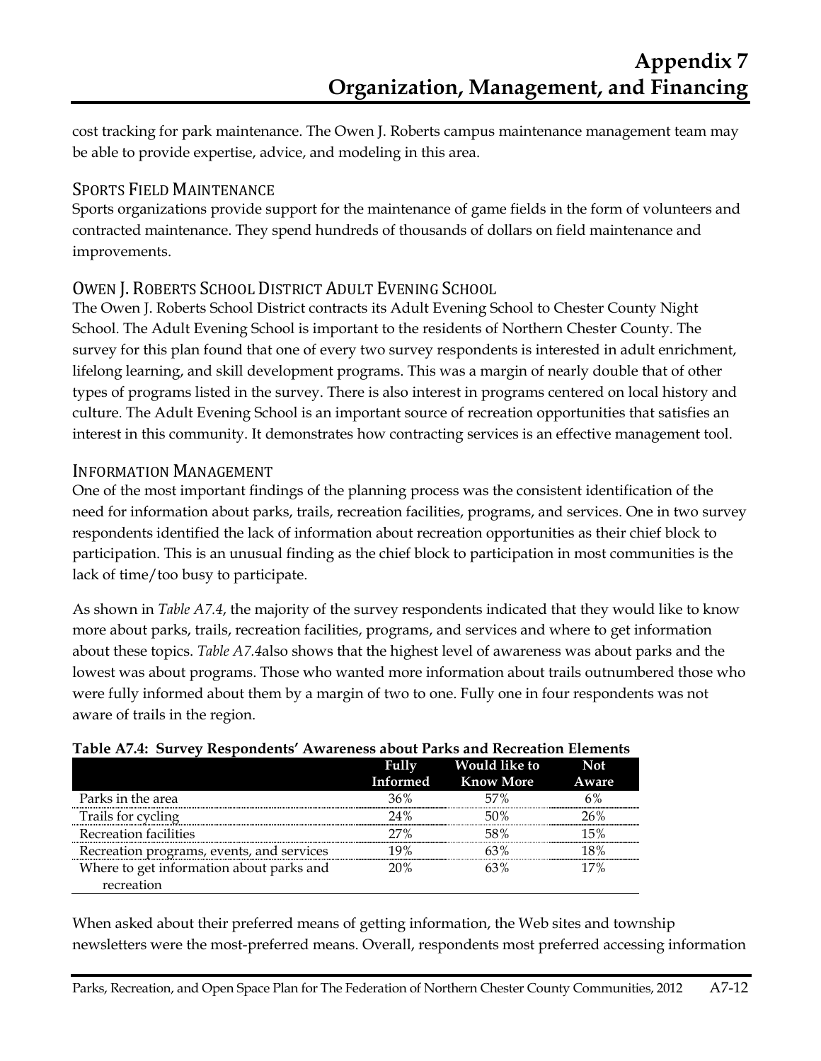cost tracking for park maintenance. The Owen J. Roberts campus maintenance management team may be able to provide expertise, advice, and modeling in this area.

### Sports Field Maintenance

Sports organizations provide support for the maintenance of game fields in the form of volunteers and contracted maintenance. They spend hundreds of thousands of dollars on field maintenance and improvements.

### Owen J. Roberts School District Adult Evening School

The Owen J. Roberts School District contracts its Adult Evening School to Chester County Night School. The Adult Evening School is important to the residents of Northern Chester County. The survey for this plan found that one of every two survey respondents is interested in adult enrichment, lifelong learning, and skill development programs. This was a margin of nearly double that of other types of programs listed in the survey. There is also interest in programs centered on local history and culture. The Adult Evening School is an important source of recreation opportunities that satisfies an interest in this community. It demonstrates how contracting services is an effective management tool.

### Information Management

One of the most important findings of the planning process was the consistent identification of the need for information about parks, trails, recreation facilities, programs, and services. One in two survey respondents identified the lack of information about recreation opportunities as their chief block to participation. This is an unusual finding as the chief block to participation in most communities is the lack of time/too busy to participate.

As shown in *Table A7.4*, the majority of the survey respondents indicated that they would like to know more about parks, trails, recreation facilities, programs, and services and where to get information about these topics. *Table A7.4*also shows that the highest level of awareness was about parks and the lowest was about programs. Those who wanted more information about trails outnumbered those who were fully informed about them by a margin of two to one. Fully one in four respondents was not aware of trails in the region.

**Table A7.4: Survey Respondents' Awareness about Parks and Recreation Elements**

| | Fully Informed | Would like to Know More | Not Aware |
|---|---|---|---|
| Parks in the area | 36% | 57% | 6% |
| Trails for cycling | 24% | 50% | 26% |
| Recreation facilities | 27% | 58% | 15% |
| Recreation programs, events, and services | 19% | 63% | 18% |
| Where to get information about parks and recreation | 20% | 63% | 17% |

When asked about their preferred means of getting information, the Web sites and township newsletters were the most-preferred means. Overall, respondents most preferred accessing information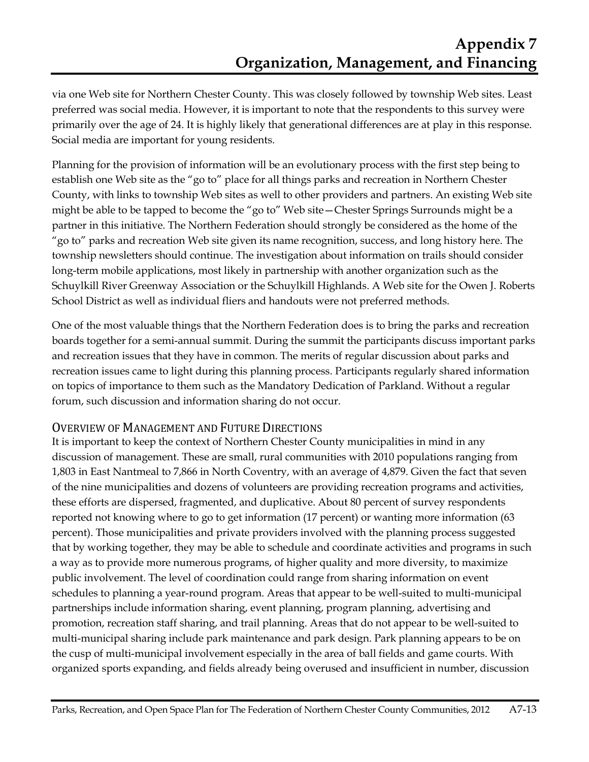via one Web site for Northern Chester County. This was closely followed by township Web sites. Least preferred was social media. However, it is important to note that the respondents to this survey were primarily over the age of 24. It is highly likely that generational differences are at play in this response. Social media are important for young residents.

Planning for the provision of information will be an evolutionary process with the first step being to establish one Web site as the "go to" place for all things parks and recreation in Northern Chester County, with links to township Web sites as well to other providers and partners. An existing Web site might be able to be tapped to become the "go to" Web site—Chester Springs Surrounds might be a partner in this initiative. The Northern Federation should strongly be considered as the home of the "go to" parks and recreation Web site given its name recognition, success, and long history here. The township newsletters should continue. The investigation about information on trails should consider long-term mobile applications, most likely in partnership with another organization such as the Schuylkill River Greenway Association or the Schuylkill Highlands. A Web site for the Owen J. Roberts School District as well as individual fliers and handouts were not preferred methods.

One of the most valuable things that the Northern Federation does is to bring the parks and recreation boards together for a semi-annual summit. During the summit the participants discuss important parks and recreation issues that they have in common. The merits of regular discussion about parks and recreation issues came to light during this planning process. Participants regularly shared information on topics of importance to them such as the Mandatory Dedication of Parkland. Without a regular forum, such discussion and information sharing do not occur.

## Overview of Management and Future Directions

It is important to keep the context of Northern Chester County municipalities in mind in any discussion of management. These are small, rural communities with 2010 populations ranging from 1,803 in East Nantmeal to 7,866 in North Coventry, with an average of 4,879. Given the fact that seven of the nine municipalities and dozens of volunteers are providing recreation programs and activities, these efforts are dispersed, fragmented, and duplicative. About 80 percent of survey respondents reported not knowing where to go to get information (17 percent) or wanting more information (63 percent). Those municipalities and private providers involved with the planning process suggested that by working together, they may be able to schedule and coordinate activities and programs in such a way as to provide more numerous programs, of higher quality and more diversity, to maximize public involvement. The level of coordination could range from sharing information on event schedules to planning a year-round program. Areas that appear to be well-suited to multi-municipal partnerships include information sharing, event planning, program planning, advertising and promotion, recreation staff sharing, and trail planning. Areas that do not appear to be well-suited to multi-municipal sharing include park maintenance and park design. Park planning appears to be on the cusp of multi-municipal involvement especially in the area of ball fields and game courts. With organized sports expanding, and fields already being overused and insufficient in number, discussion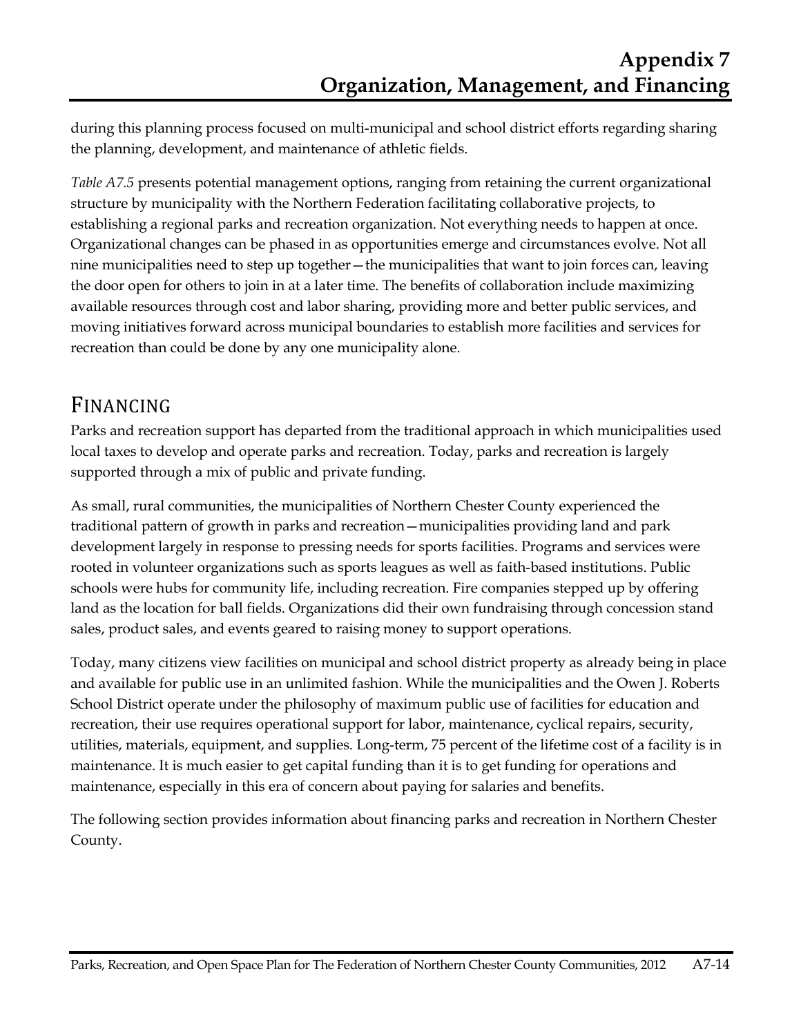during this planning process focused on multi-municipal and school district efforts regarding sharing the planning, development, and maintenance of athletic fields.

*Table A7.5* presents potential management options, ranging from retaining the current organizational structure by municipality with the Northern Federation facilitating collaborative projects, to establishing a regional parks and recreation organization. Not everything needs to happen at once. Organizational changes can be phased in as opportunities emerge and circumstances evolve. Not all nine municipalities need to step up together—the municipalities that want to join forces can, leaving the door open for others to join in at a later time. The benefits of collaboration include maximizing available resources through cost and labor sharing, providing more and better public services, and moving initiatives forward across municipal boundaries to establish more facilities and services for recreation than could be done by any one municipality alone.

## FINANCING

Parks and recreation support has departed from the traditional approach in which municipalities used local taxes to develop and operate parks and recreation. Today, parks and recreation is largely supported through a mix of public and private funding.

As small, rural communities, the municipalities of Northern Chester County experienced the traditional pattern of growth in parks and recreation—municipalities providing land and park development largely in response to pressing needs for sports facilities. Programs and services were rooted in volunteer organizations such as sports leagues as well as faith-based institutions. Public schools were hubs for community life, including recreation. Fire companies stepped up by offering land as the location for ball fields. Organizations did their own fundraising through concession stand sales, product sales, and events geared to raising money to support operations.

Today, many citizens view facilities on municipal and school district property as already being in place and available for public use in an unlimited fashion. While the municipalities and the Owen J. Roberts School District operate under the philosophy of maximum public use of facilities for education and recreation, their use requires operational support for labor, maintenance, cyclical repairs, security, utilities, materials, equipment, and supplies. Long-term, 75 percent of the lifetime cost of a facility is in maintenance. It is much easier to get capital funding than it is to get funding for operations and maintenance, especially in this era of concern about paying for salaries and benefits.

The following section provides information about financing parks and recreation in Northern Chester County.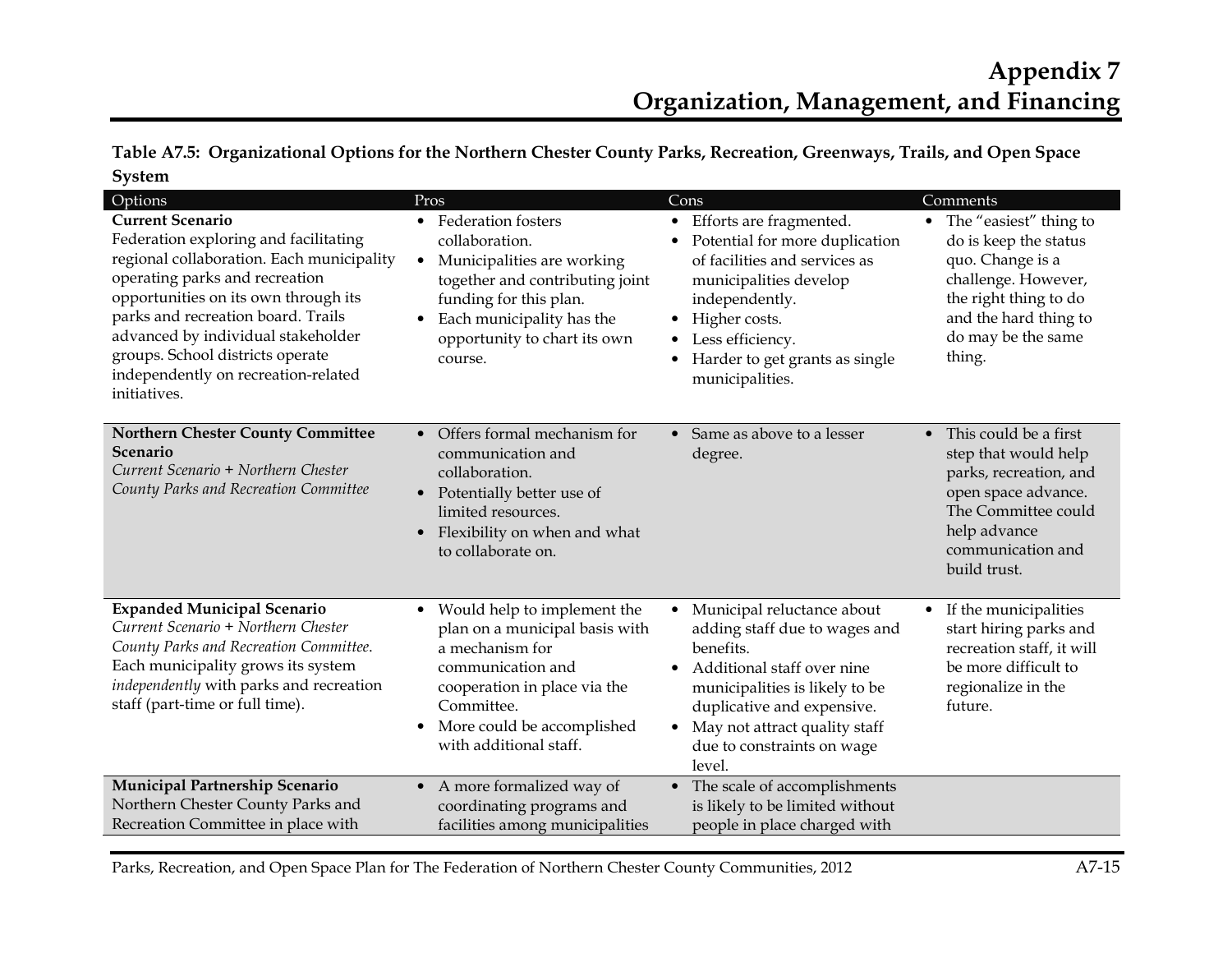# Appendix 7
# Organization, Management, and Financing

**Table A7.5: Organizational Options for the Northern Chester County Parks, Recreation, Greenways, Trails, and Open Space System**

| Options | Pros | Cons | Comments |
|---|---|---|---|
| **Current Scenario**<br>Federation exploring and facilitating regional collaboration. Each municipality operating parks and recreation opportunities on its own through its parks and recreation board. Trails advanced by individual stakeholder groups. School districts operate independently on recreation-related initiatives. | • Federation fosters collaboration.<br>• Municipalities are working together and contributing joint funding for this plan.<br>• Each municipality has the opportunity to chart its own course. | • Efforts are fragmented.<br>• Potential for more duplication of facilities and services as municipalities develop independently.<br>• Higher costs.<br>• Less efficiency.<br>• Harder to get grants as single municipalities. | • The "easiest" thing to do is keep the status quo. Change is a challenge. However, the right thing to do and the hard thing to do may be the same thing. |
| **Northern Chester County Committee Scenario**<br>*Current Scenario + Northern Chester County Parks and Recreation Committee* | • Offers formal mechanism for communication and collaboration.<br>• Potentially better use of limited resources.<br>• Flexibility on when and what to collaborate on. | • Same as above to a lesser degree. | • This could be a first step that would help parks, recreation, and open space advance. The Committee could help advance communication and build trust. |
| **Expanded Municipal Scenario**<br>*Current Scenario + Northern Chester County Parks and Recreation Committee*. Each municipality grows its system *independently* with parks and recreation staff (part-time or full time). | • Would help to implement the plan on a municipal basis with a mechanism for communication and cooperation in place via the Committee.<br>• More could be accomplished with additional staff. | • Municipal reluctance about adding staff due to wages and benefits.<br>• Additional staff over nine municipalities is likely to be duplicative and expensive.<br>• May not attract quality staff due to constraints on wage level. | • If the municipalities start hiring parks and recreation staff, it will be more difficult to regionalize in the future. |
| **Municipal Partnership Scenario**<br>Northern Chester County Parks and Recreation Committee in place with | • A more formalized way of coordinating programs and facilities among municipalities | • The scale of accomplishments is likely to be limited without people in place charged with | |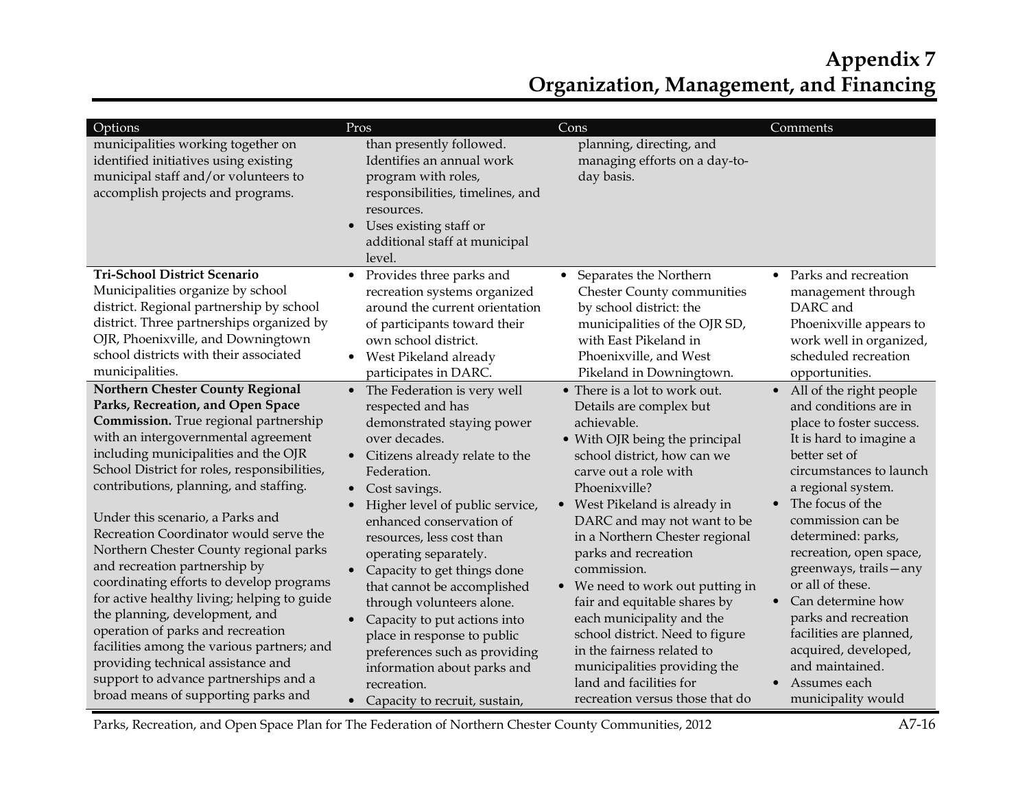# Appendix 7
# Organization, Management, and Financing

| Options | Pros | Cons | Comments |
|---|---|---|---|
| municipalities working together on identified initiatives using existing municipal staff and/or volunteers to accomplish projects and programs. | than presently followed. Identifies an annual work program with roles, responsibilities, timelines, and resources.<br>• Uses existing staff or additional staff at municipal level. | planning, directing, and managing efforts on a day-to-day basis. | |
| **Tri-School District Scenario**<br>Municipalities organize by school district. Regional partnership by school district. Three partnerships organized by OJR, Phoenixville, and Downingtown school districts with their associated municipalities. | • Provides three parks and recreation systems organized around the current orientation of participants toward their own school district.<br>• West Pikeland already participates in DARC. | • Separates the Northern Chester County communities by school district: the municipalities of the OJR SD, with East Pikeland in Phoenixville, and West Pikeland in Downingtown. | • Parks and recreation management through DARC and Phoenixville appears to work well in organized, scheduled recreation opportunities. |
| **Northern Chester County Regional Parks, Recreation, and Open Space Commission.** True regional partnership with an intergovernmental agreement including municipalities and the OJR School District for roles, responsibilities, contributions, planning, and staffing.<br><br>Under this scenario, a Parks and Recreation Coordinator would serve the Northern Chester County regional parks and recreation partnership by coordinating efforts to develop programs for active healthy living; helping to guide the planning, development, and operation of parks and recreation facilities among the various partners; and providing technical assistance and support to advance partnerships and a broad means of supporting parks and | • The Federation is very well respected and has demonstrated staying power over decades.<br>• Citizens already relate to the Federation.<br>• Cost savings.<br>• Higher level of public service, enhanced conservation of resources, less cost than operating separately.<br>• Capacity to get things done that cannot be accomplished through volunteers alone.<br>• Capacity to put actions into place in response to public preferences such as providing information about parks and recreation.<br>• Capacity to recruit, sustain, | • There is a lot to work out. Details are complex but achievable.<br>• With OJR being the principal school district, how can we carve out a role with Phoenixville?<br>• West Pikeland is already in DARC and may not want to be in a Northern Chester regional parks and recreation commission.<br>• We need to work out putting in fair and equitable shares by each municipality and the school district. Need to figure in the fairness related to municipalities providing the land and facilities for recreation versus those that do | • All of the right people and conditions are in place to foster success. It is hard to imagine a better set of circumstances to launch a regional system.<br>• The focus of the commission can be determined: parks, recreation, open space, greenways, trails—any or all of these.<br>• Can determine how parks and recreation facilities are planned, acquired, developed, and maintained.<br>• Assumes each municipality would |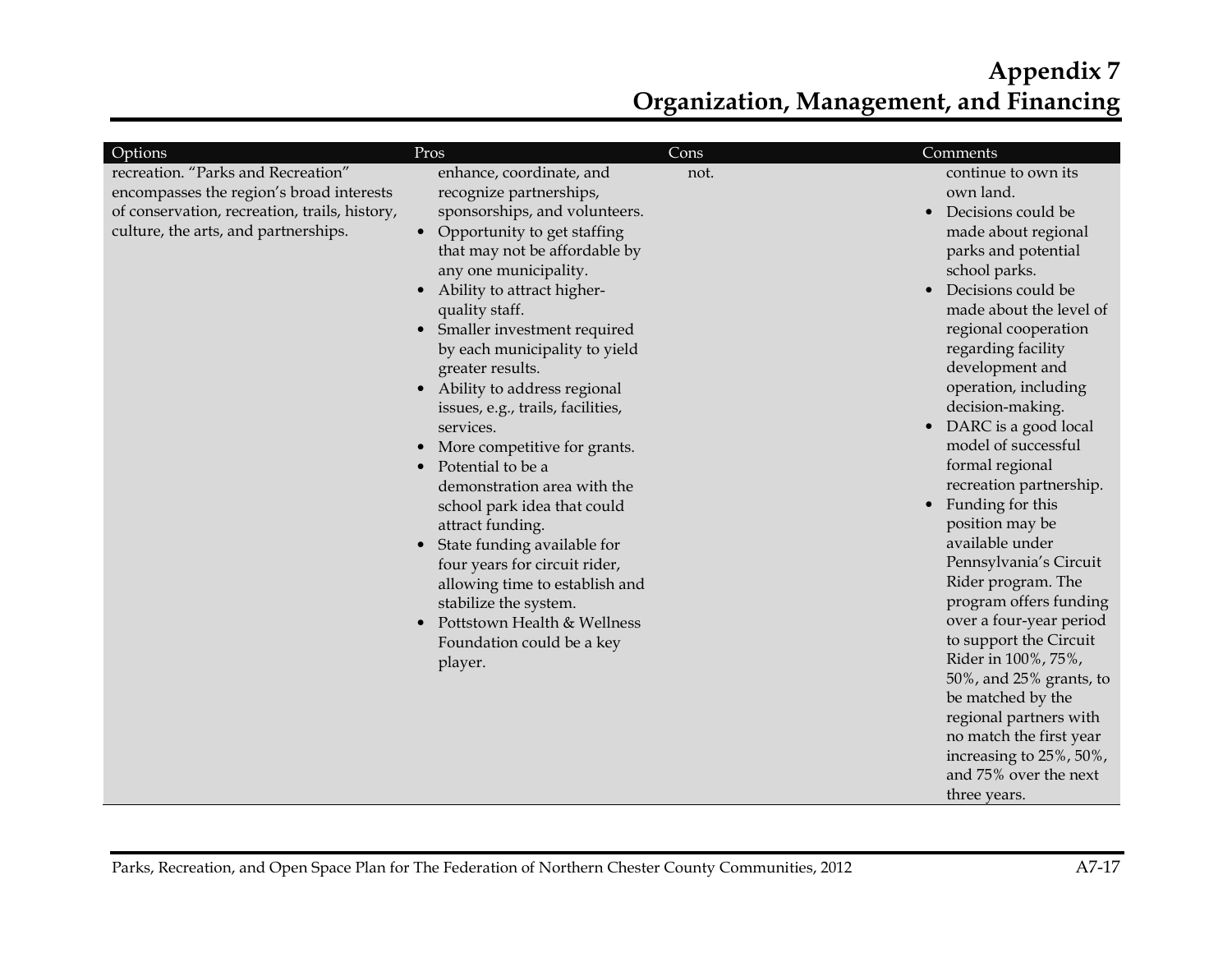| Options | Pros | Cons | Comments |
|---|---|---|---|
| recreation. "Parks and Recreation" encompasses the region's broad interests of conservation, recreation, trails, history, culture, the arts, and partnerships. | enhance, coordinate, and recognize partnerships, sponsorships, and volunteers.<br>• Opportunity to get staffing that may not be affordable by any one municipality.<br>• Ability to attract higher-quality staff.<br>• Smaller investment required by each municipality to yield greater results.<br>• Ability to address regional issues, e.g., trails, facilities, services.<br>• More competitive for grants.<br>• Potential to be a demonstration area with the school park idea that could attract funding.<br>• State funding available for four years for circuit rider, allowing time to establish and stabilize the system.<br>• Pottstown Health & Wellness Foundation could be a key player. | not. | continue to own its own land.<br>• Decisions could be made about regional parks and potential school parks.<br>• Decisions could be made about the level of regional cooperation regarding facility development and operation, including decision-making.<br>• DARC is a good local model of successful formal regional recreation partnership.<br>• Funding for this position may be available under Pennsylvania's Circuit Rider program. The program offers funding over a four-year period to support the Circuit Rider in 100%, 75%, 50%, and 25% grants, to be matched by the regional partners with no match the first year increasing to 25%, 50%, and 75% over the next three years. |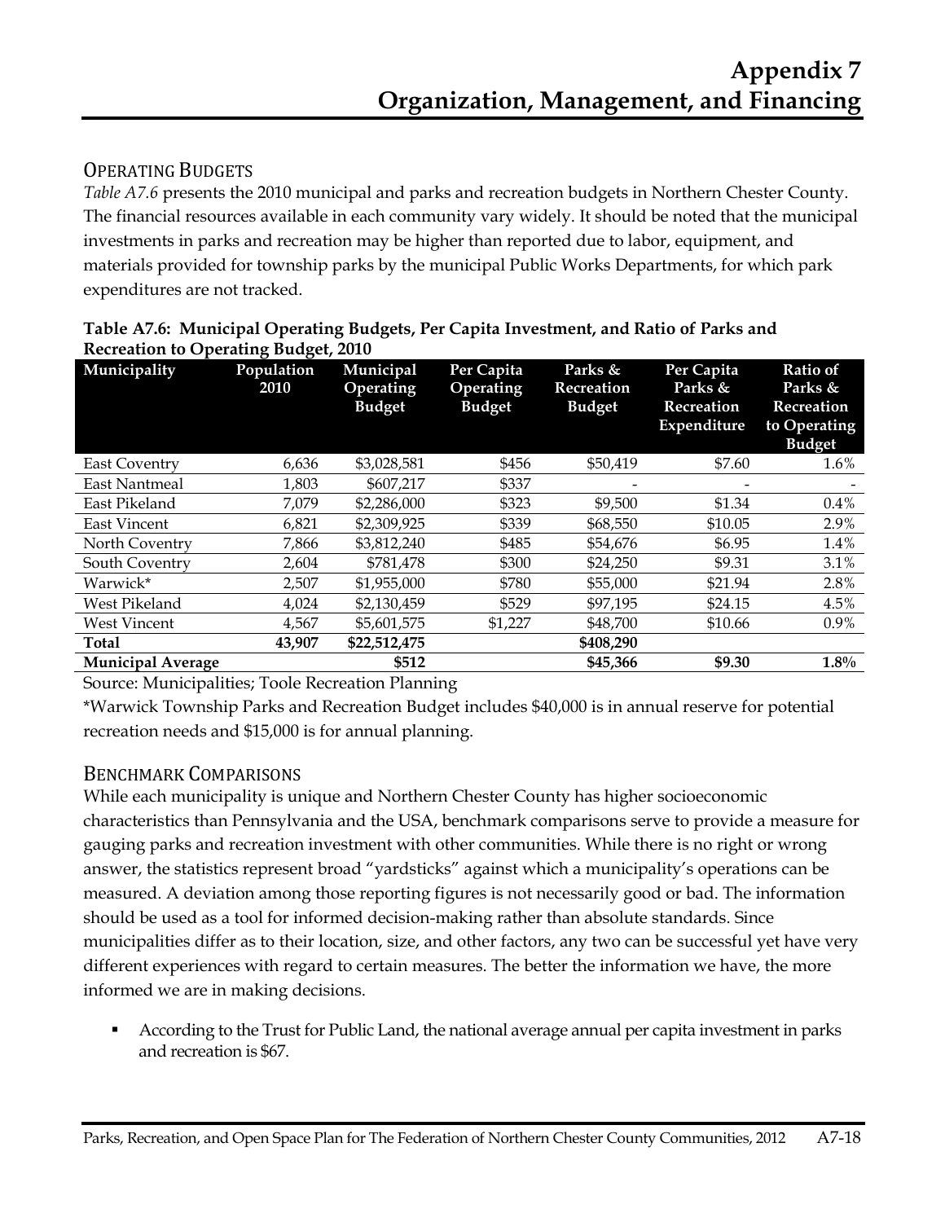# Appendix 7
# Organization, Management, and Financing

## Operating Budgets

*Table A7.6* presents the 2010 municipal and parks and recreation budgets in Northern Chester County. The financial resources available in each community vary widely. It should be noted that the municipal investments in parks and recreation may be higher than reported due to labor, equipment, and materials provided for township parks by the municipal Public Works Departments, for which park expenditures are not tracked.

**Table A7.6: Municipal Operating Budgets, Per Capita Investment, and Ratio of Parks and Recreation to Operating Budget, 2010**

| Municipality | Population 2010 | Municipal Operating Budget | Per Capita Operating Budget | Parks & Recreation Budget | Per Capita Parks & Recreation Expenditure | Ratio of Parks & Recreation to Operating Budget |
|---|---|---|---|---|---|---|
| East Coventry | 6,636 | $3,028,581 | $456 | $50,419 | $7.60 | 1.6% |
| East Nantmeal | 1,803 | $607,217 | $337 | - | - | - |
| East Pikeland | 7,079 | $2,286,000 | $323 | $9,500 | $1.34 | 0.4% |
| East Vincent | 6,821 | $2,309,925 | $339 | $68,550 | $10.05 | 2.9% |
| North Coventry | 7,866 | $3,812,240 | $485 | $54,676 | $6.95 | 1.4% |
| South Coventry | 2,604 | $781,478 | $300 | $24,250 | $9.31 | 3.1% |
| Warwick* | 2,507 | $1,955,000 | $780 | $55,000 | $21.94 | 2.8% |
| West Pikeland | 4,024 | $2,130,459 | $529 | $97,195 | $24.15 | 4.5% |
| West Vincent | 4,567 | $5,601,575 | $1,227 | $48,700 | $10.66 | 0.9% |
| **Total** | **43,907** | **$22,512,475** | | **$408,290** | | |
| **Municipal Average** | | **$512** | | **$45,366** | **$9.30** | **1.8%** |

Source: Municipalities; Toole Recreation Planning

*Warwick Township Parks and Recreation Budget includes $40,000 is in annual reserve for potential recreation needs and $15,000 is for annual planning.

## Benchmark Comparisons

While each municipality is unique and Northern Chester County has higher socioeconomic characteristics than Pennsylvania and the USA, benchmark comparisons serve to provide a measure for gauging parks and recreation investment with other communities. While there is no right or wrong answer, the statistics represent broad "yardsticks" against which a municipality's operations can be measured. A deviation among those reporting figures is not necessarily good or bad. The information should be used as a tool for informed decision-making rather than absolute standards. Since municipalities differ as to their location, size, and other factors, any two can be successful yet have very different experiences with regard to certain measures. The better the information we have, the more informed we are in making decisions.

- According to the Trust for Public Land, the national average annual per capita investment in parks and recreation is $67.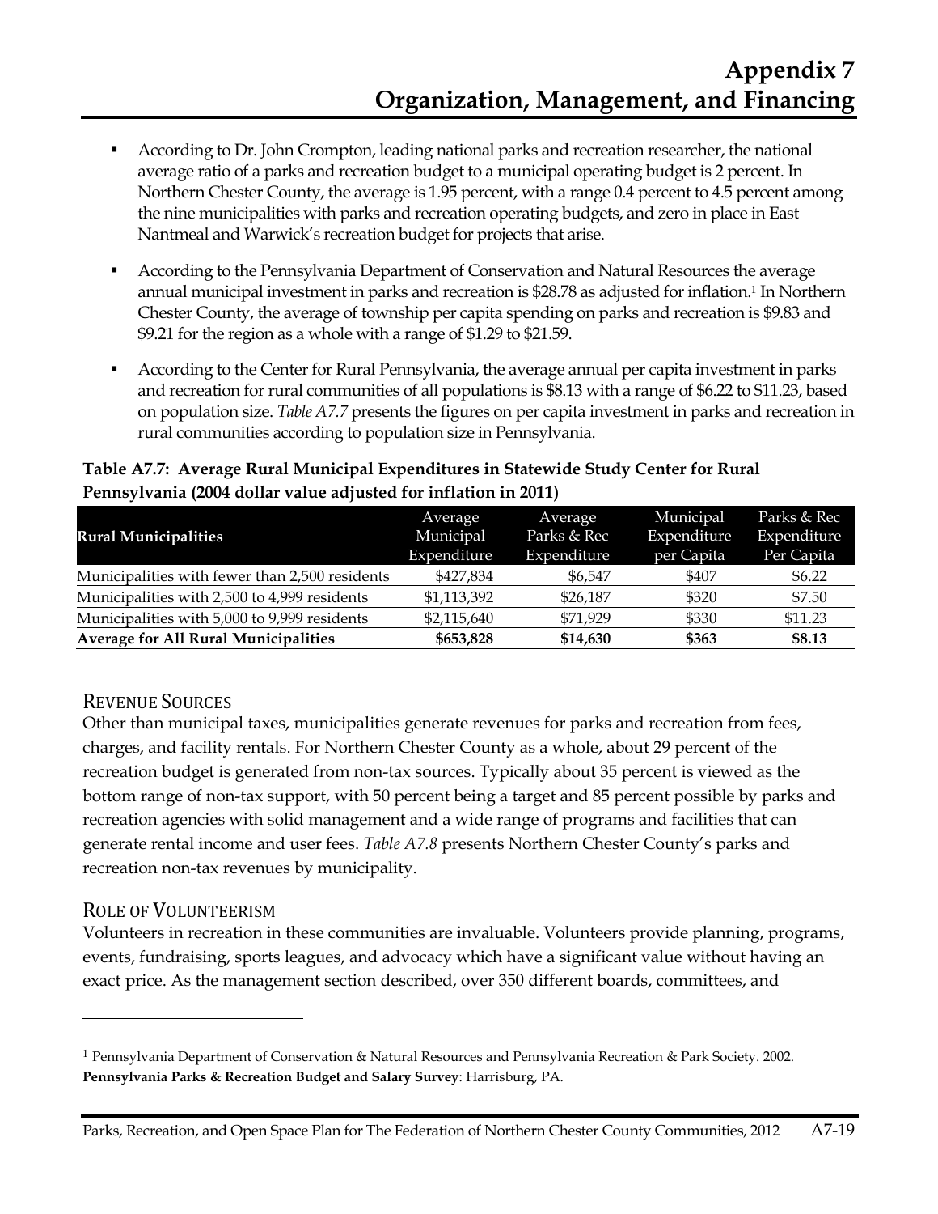- According to Dr. John Crompton, leading national parks and recreation researcher, the national average ratio of a parks and recreation budget to a municipal operating budget is 2 percent. In Northern Chester County, the average is 1.95 percent, with a range 0.4 percent to 4.5 percent among the nine municipalities with parks and recreation operating budgets, and zero in place in East Nantmeal and Warwick's recreation budget for projects that arise.
- According to the Pennsylvania Department of Conservation and Natural Resources the average annual municipal investment in parks and recreation is $28.78 as adjusted for inflation.[1] In Northern Chester County, the average of township per capita spending on parks and recreation is $9.83 and $9.21 for the region as a whole with a range of $1.29 to $21.59.
- According to the Center for Rural Pennsylvania, the average annual per capita investment in parks and recreation for rural communities of all populations is $8.13 with a range of $6.22 to $11.23, based on population size. *Table A7.7* presents the figures on per capita investment in parks and recreation in rural communities according to population size in Pennsylvania.

**Table A7.7: Average Rural Municipal Expenditures in Statewide Study Center for Rural Pennsylvania (2004 dollar value adjusted for inflation in 2011)**

| Rural Municipalities | Average Municipal Expenditure | Average Parks & Rec Expenditure | Municipal Expenditure per Capita | Parks & Rec Expenditure Per Capita |
|---|---|---|---|---|
| Municipalities with fewer than 2,500 residents | $427,834 | $6,547 | $407 | $6.22 |
| Municipalities with 2,500 to 4,999 residents | $1,113,392 | $26,187 | $320 | $7.50 |
| Municipalities with 5,000 to 9,999 residents | $2,115,640 | $71,929 | $330 | $11.23 |
| **Average for All Rural Municipalities** | **$653,828** | **$14,630** | **$363** | **$8.13** |

## Revenue Sources

Other than municipal taxes, municipalities generate revenues for parks and recreation from fees, charges, and facility rentals. For Northern Chester County as a whole, about 29 percent of the recreation budget is generated from non-tax sources. Typically about 35 percent is viewed as the bottom range of non-tax support, with 50 percent being a target and 85 percent possible by parks and recreation agencies with solid management and a wide range of programs and facilities that can generate rental income and user fees. *Table A7.8* presents Northern Chester County's parks and recreation non-tax revenues by municipality.

## Role of Volunteerism

Volunteers in recreation in these communities are invaluable. Volunteers provide planning, programs, events, fundraising, sports leagues, and advocacy which have a significant value without having an exact price. As the management section described, over 350 different boards, committees, and

[1] Pennsylvania Department of Conservation & Natural Resources and Pennsylvania Recreation & Park Society. 2002. **Pennsylvania Parks & Recreation Budget and Salary Survey**: Harrisburg, PA.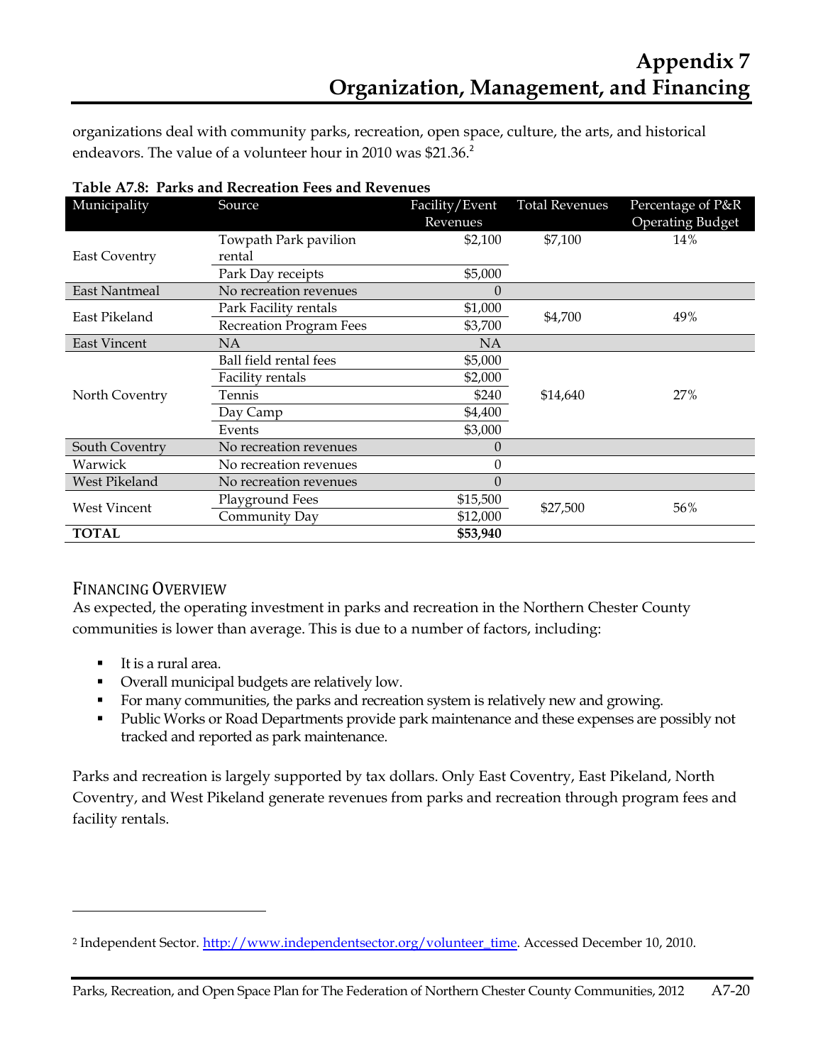organizations deal with community parks, recreation, open space, culture, the arts, and historical endeavors. The value of a volunteer hour in 2010 was $21.36.[2]

**Table A7.8: Parks and Recreation Fees and Revenues**

| Municipality | Source | Facility/Event Revenues | Total Revenues | Percentage of P&R Operating Budget |
|---|---|---|---|---|
| East Coventry | Towpath Park pavilion rental | $2,100 | $7,100 | 14% |
| | Park Day receipts | $5,000 | | |
| East Nantmeal | No recreation revenues | 0 | | |
| East Pikeland | Park Facility rentals | $1,000 | $4,700 | 49% |
| | Recreation Program Fees | $3,700 | | |
| East Vincent | NA | NA | | |
| North Coventry | Ball field rental fees | $5,000 | $14,640 | 27% |
| | Facility rentals | $2,000 | | |
| | Tennis | $240 | | |
| | Day Camp | $4,400 | | |
| | Events | $3,000 | | |
| South Coventry | No recreation revenues | 0 | | |
| Warwick | No recreation revenues | 0 | | |
| West Pikeland | No recreation revenues | 0 | | |
| West Vincent | Playground Fees | $15,500 | $27,500 | 56% |
| | Community Day | $12,000 | | |
| **TOTAL** | | **$53,940** | | |

## Financing Overview

As expected, the operating investment in parks and recreation in the Northern Chester County communities is lower than average. This is due to a number of factors, including:

- It is a rural area.
- Overall municipal budgets are relatively low.
- For many communities, the parks and recreation system is relatively new and growing.
- Public Works or Road Departments provide park maintenance and these expenses are possibly not tracked and reported as park maintenance.

Parks and recreation is largely supported by tax dollars. Only East Coventry, East Pikeland, North Coventry, and West Pikeland generate revenues from parks and recreation through program fees and facility rentals.

---

[2] Independent Sector. http://www.independentsector.org/volunteer_time. Accessed December 10, 2010.